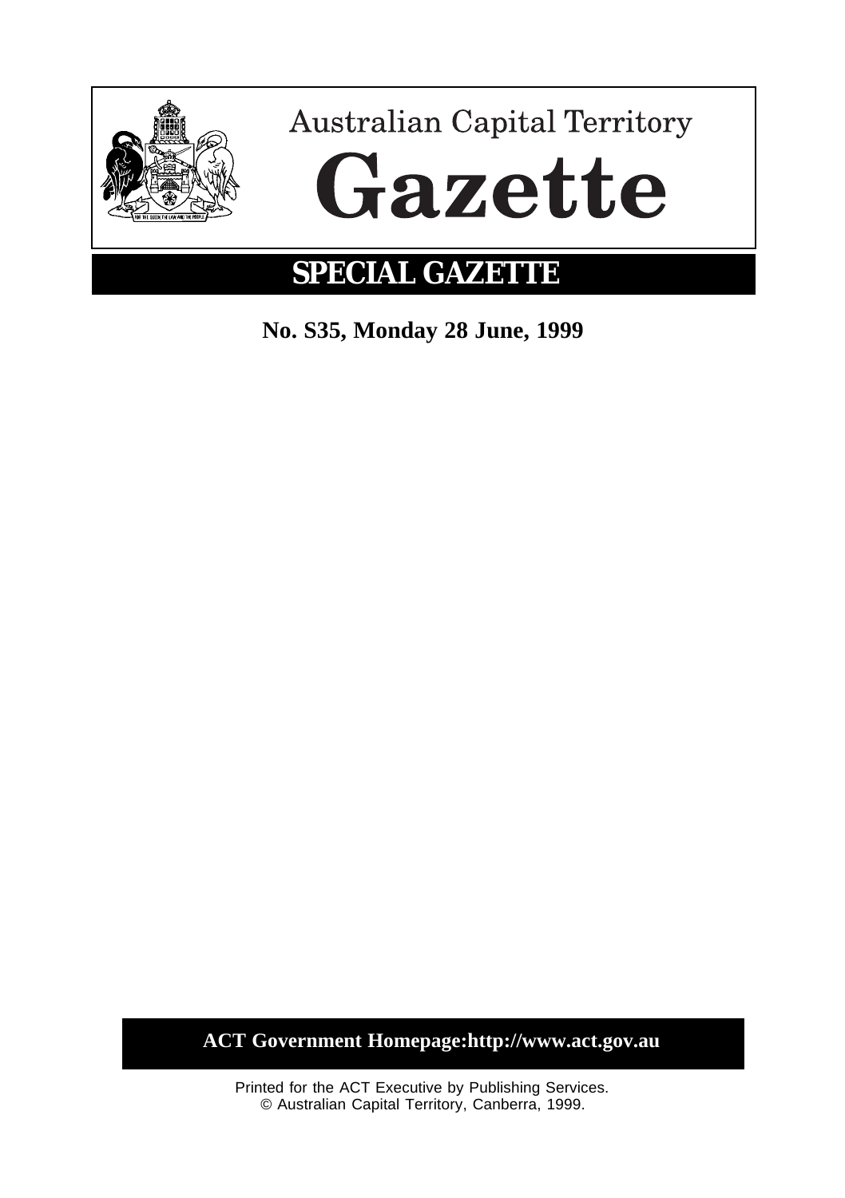Australian Capital Territory

# Gazette

## SPECIAL GAZETTE

**No. S35, Monday 28 June, 1999**

**ACT Government Homepage:http://www.act.gov.au**

Printed for the ACT Executive by Publishing Services.
© Australian Capital Territory, Canberra, 1999.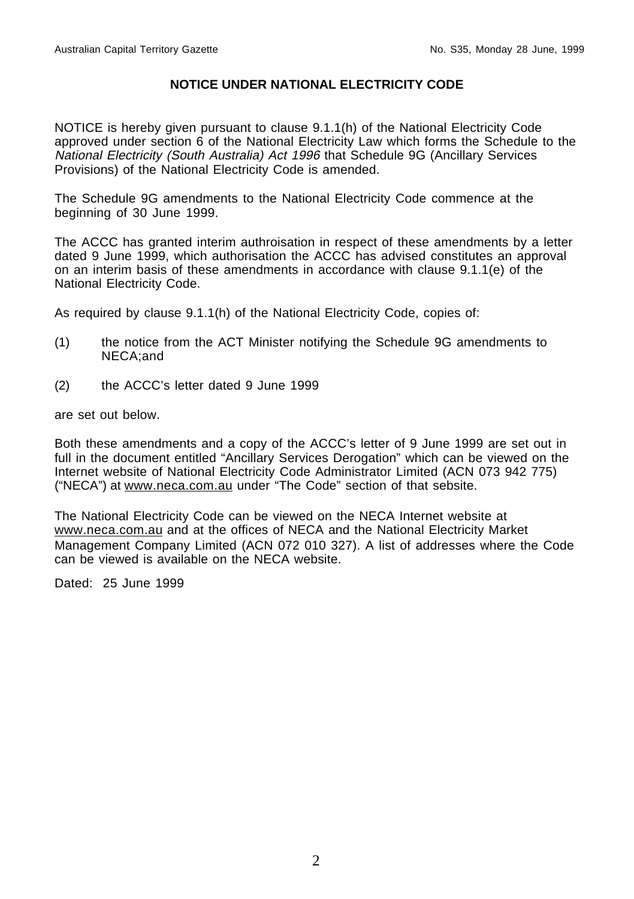**NOTICE UNDER NATIONAL ELECTRICITY CODE**

NOTICE is hereby given pursuant to clause 9.1.1(h) of the National Electricity Code approved under section 6 of the National Electricity Law which forms the Schedule to the *National Electricity (South Australia) Act 1996* that Schedule 9G (Ancillary Services Provisions) of the National Electricity Code is amended.

The Schedule 9G amendments to the National Electricity Code commence at the beginning of 30 June 1999.

The ACCC has granted interim authroisation in respect of these amendments by a letter dated 9 June 1999, which authorisation the ACCC has advised constitutes an approval on an interim basis of these amendments in accordance with clause 9.1.1(e) of the National Electricity Code.

As required by clause 9.1.1(h) of the National Electricity Code, copies of:

(1) the notice from the ACT Minister notifying the Schedule 9G amendments to NECA;and

(2) the ACCC's letter dated 9 June 1999

are set out below.

Both these amendments and a copy of the ACCC's letter of 9 June 1999 are set out in full in the document entitled "Ancillary Services Derogation" which can be viewed on the Internet website of National Electricity Code Administrator Limited (ACN 073 942 775) ("NECA") at www.neca.com.au under "The Code" section of that sebsite.

The National Electricity Code can be viewed on the NECA Internet website at www.neca.com.au and at the offices of NECA and the National Electricity Market Management Company Limited (ACN 072 010 327). A list of addresses where the Code can be viewed is available on the NECA website.

Dated: 25 June 1999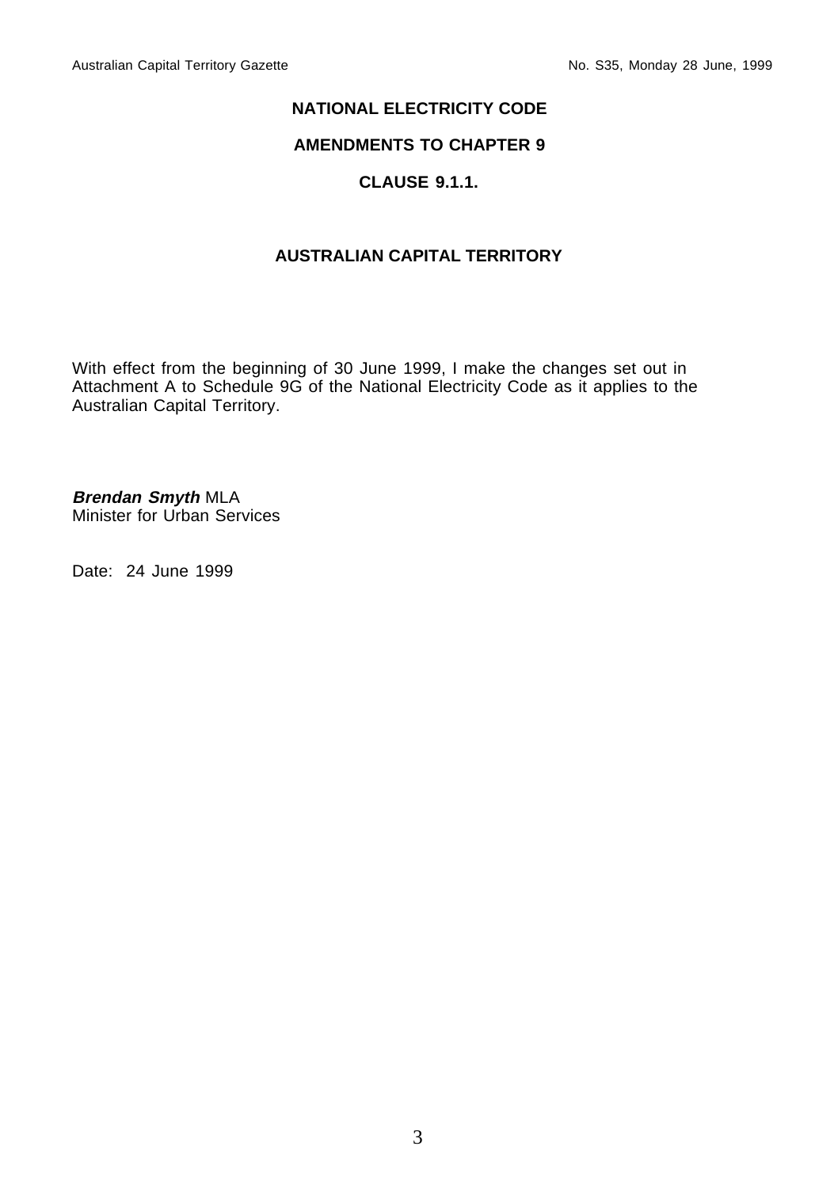**NATIONAL ELECTRICITY CODE**

**AMENDMENTS TO CHAPTER 9**

**CLAUSE 9.1.1.**

**AUSTRALIAN CAPITAL TERRITORY**

With effect from the beginning of 30 June 1999, I make the changes set out in Attachment A to Schedule 9G of the National Electricity Code as it applies to the Australian Capital Territory.

***Brendan Smyth*** MLA
Minister for Urban Services

Date: 24 June 1999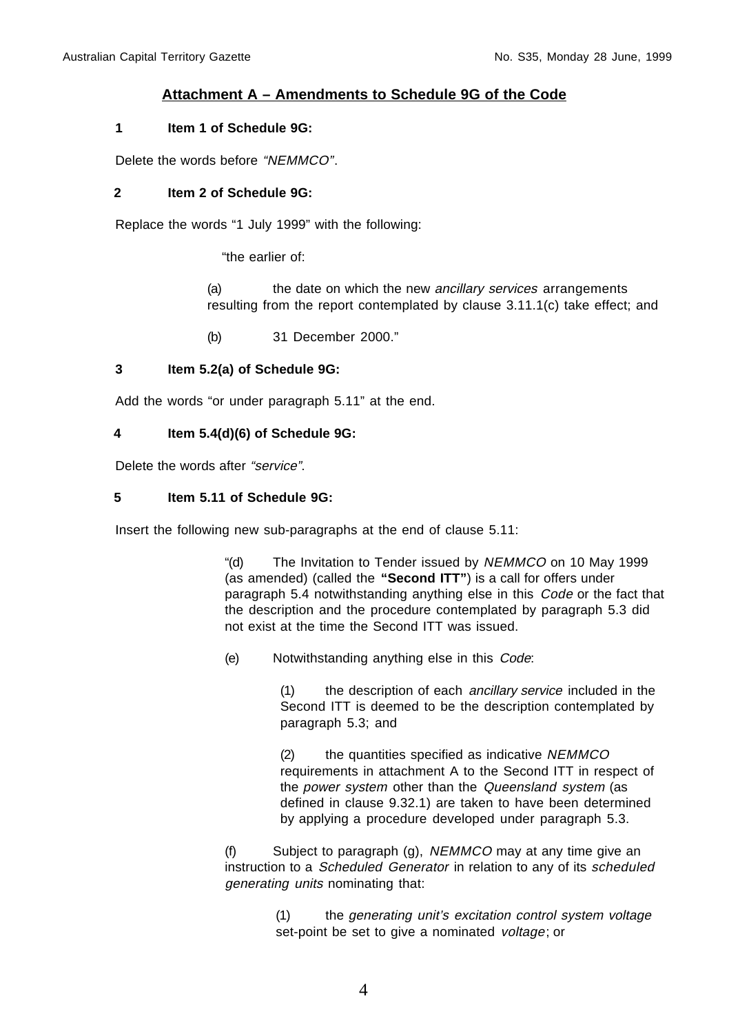## Attachment A – Amendments to Schedule 9G of the Code

**1 Item 1 of Schedule 9G:**

Delete the words before *"NEMMCO"*.

**2 Item 2 of Schedule 9G:**

Replace the words "1 July 1999" with the following:

"the earlier of:

(a) the date on which the new *ancillary services* arrangements resulting from the report contemplated by clause 3.11.1(c) take effect; and

(b) 31 December 2000."

**3 Item 5.2(a) of Schedule 9G:**

Add the words "or under paragraph 5.11" at the end.

**4 Item 5.4(d)(6) of Schedule 9G:**

Delete the words after *"service"*.

**5 Item 5.11 of Schedule 9G:**

Insert the following new sub-paragraphs at the end of clause 5.11:

"(d) The Invitation to Tender issued by *NEMMCO* on 10 May 1999 (as amended) (called the **"Second ITT"**) is a call for offers under paragraph 5.4 notwithstanding anything else in this *Code* or the fact that the description and the procedure contemplated by paragraph 5.3 did not exist at the time the Second ITT was issued.

(e) Notwithstanding anything else in this *Code*:

(1) the description of each *ancillary service* included in the Second ITT is deemed to be the description contemplated by paragraph 5.3; and

(2) the quantities specified as indicative *NEMMCO* requirements in attachment A to the Second ITT in respect of the *power system* other than the *Queensland system* (as defined in clause 9.32.1) are taken to have been determined by applying a procedure developed under paragraph 5.3.

(f) Subject to paragraph (g), *NEMMCO* may at any time give an instruction to a *Scheduled Generator* in relation to any of its *scheduled generating units* nominating that:

(1) the *generating unit's excitation control system voltage* set-point be set to give a nominated *voltage*; or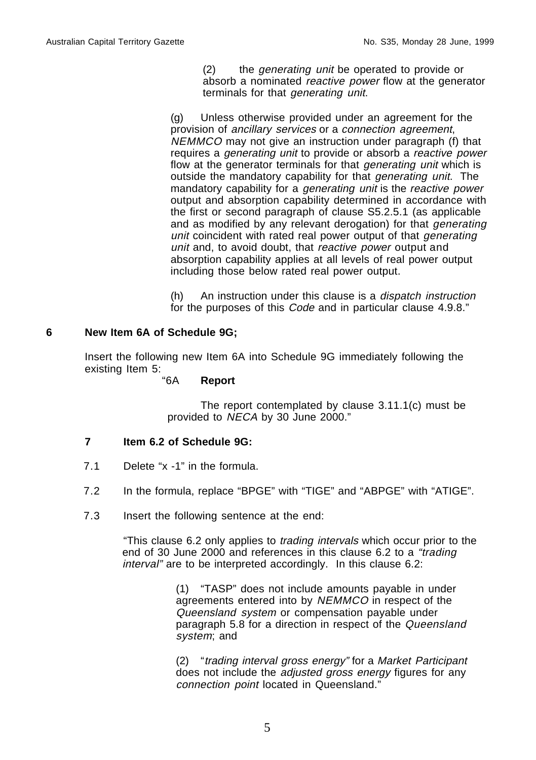(2) the *generating unit* be operated to provide or absorb a nominated *reactive power* flow at the generator terminals for that *generating unit*.

(g) Unless otherwise provided under an agreement for the provision of *ancillary services* or a *connection agreement*, *NEMMCO* may not give an instruction under paragraph (f) that requires a *generating unit* to provide or absorb a *reactive power* flow at the generator terminals for that *generating unit* which is outside the mandatory capability for that *generating unit*. The mandatory capability for a *generating unit* is the *reactive power* output and absorption capability determined in accordance with the first or second paragraph of clause S5.2.5.1 (as applicable and as modified by any relevant derogation) for that *generating unit* coincident with rated real power output of that *generating unit* and, to avoid doubt, that *reactive power* output and absorption capability applies at all levels of real power output including those below rated real power output.

(h) An instruction under this clause is a *dispatch instruction* for the purposes of this *Code* and in particular clause 4.9.8."

**6 New Item 6A of Schedule 9G;**

Insert the following new Item 6A into Schedule 9G immediately following the existing Item 5:

"6A **Report**

The report contemplated by clause 3.11.1(c) must be provided to *NECA* by 30 June 2000."

**7 Item 6.2 of Schedule 9G:**

7.1 Delete "x -1" in the formula.

7.2 In the formula, replace "BPGE" with "TIGE" and "ABPGE" with "ATIGE".

7.3 Insert the following sentence at the end:

"This clause 6.2 only applies to *trading intervals* which occur prior to the end of 30 June 2000 and references in this clause 6.2 to a *"trading interval"* are to be interpreted accordingly. In this clause 6.2:

(1) "TASP" does not include amounts payable in under agreements entered into by *NEMMCO* in respect of the *Queensland system* or compensation payable under paragraph 5.8 for a direction in respect of the *Queensland system*; and

(2) "*trading interval gross energy"* for a *Market Participant* does not include the *adjusted gross energy* figures for any *connection point* located in Queensland."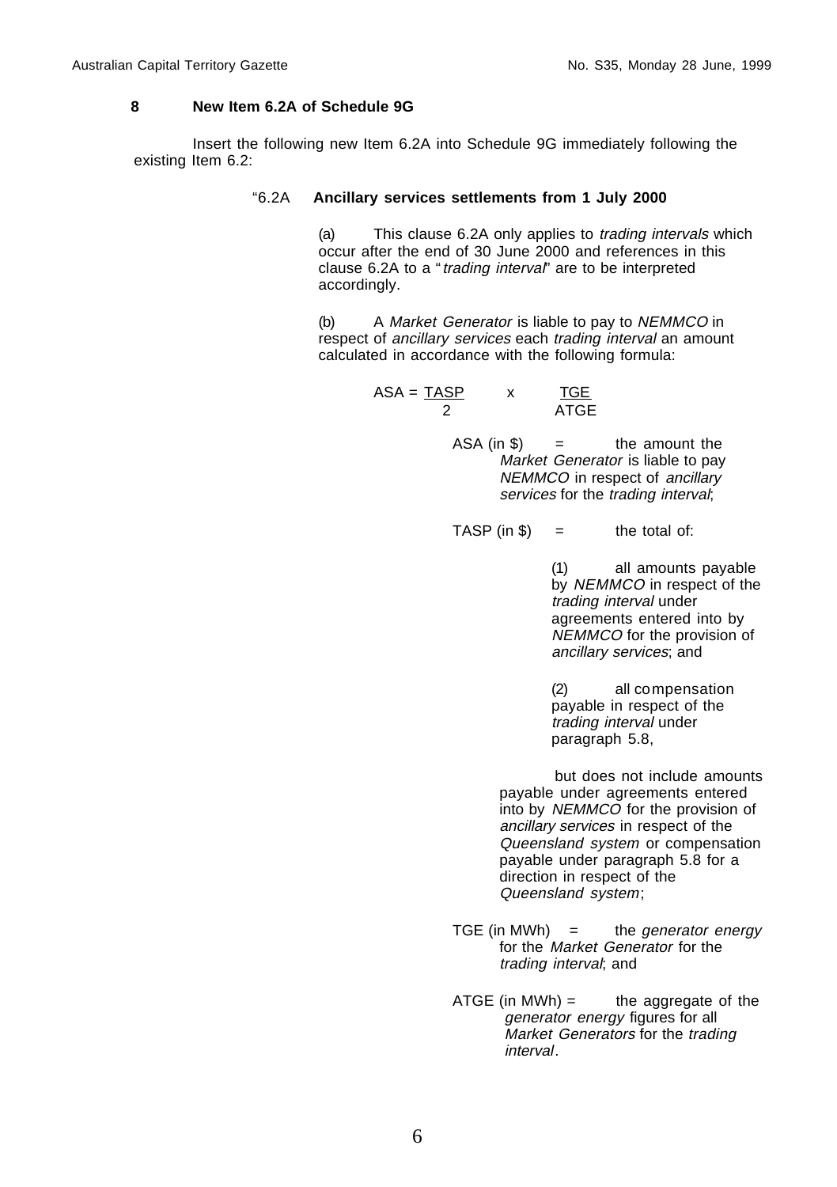**8 New Item 6.2A of Schedule 9G**

Insert the following new Item 6.2A into Schedule 9G immediately following the existing Item 6.2:

"6.2A **Ancillary services settlements from 1 July 2000**

(a) This clause 6.2A only applies to *trading intervals* which occur after the end of 30 June 2000 and references in this clause 6.2A to a "*trading interval*" are to be interpreted accordingly.

(b) A *Market Generator* is liable to pay to *NEMMCO* in respect of *ancillary services* each *trading interval* an amount calculated in accordance with the following formula:

$$ASA = \frac{TASP}{2} \times \frac{TGE}{ATGE}$$

ASA (in \$) = the amount the *Market Generator* is liable to pay *NEMMCO* in respect of *ancillary services* for the *trading interval*;

TASP (in \$) = the total of:

(1) all amounts payable by *NEMMCO* in respect of the *trading interval* under agreements entered into by *NEMMCO* for the provision of *ancillary services*; and

(2) all compensation payable in respect of the *trading interval* under paragraph 5.8,

but does not include amounts payable under agreements entered into by *NEMMCO* for the provision of *ancillary services* in respect of the *Queensland system* or compensation payable under paragraph 5.8 for a direction in respect of the *Queensland system*;

TGE (in MWh) = the *generator energy* for the *Market Generator* for the *trading interval*; and

ATGE (in MWh) = the aggregate of the *generator energy* figures for all *Market Generators* for the *trading interval*.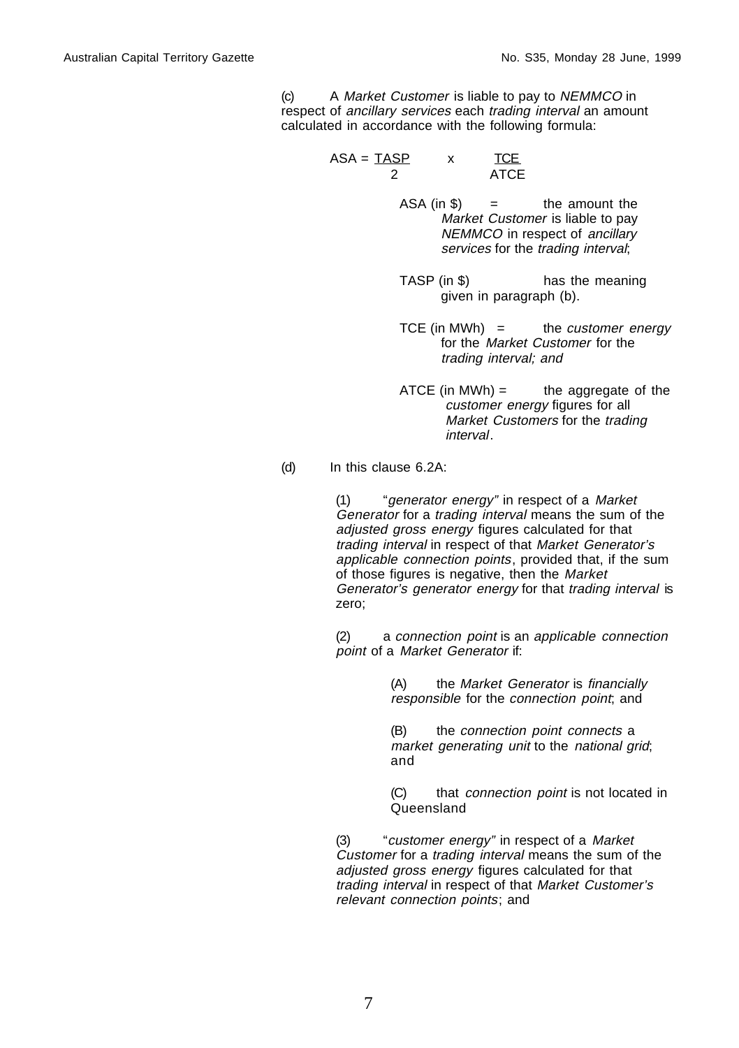(c) A *Market Customer* is liable to pay to *NEMMCO* in respect of *ancillary services* each *trading interval* an amount calculated in accordance with the following formula:

$$ASA = \frac{TASP}{2} \times \frac{TCE}{ATCE}$$

ASA (in $) = the amount the *Market Customer* is liable to pay *NEMMCO* in respect of *ancillary services* for the *trading interval*;

TASP (in $) has the meaning given in paragraph (b).

TCE (in MWh) = the *customer energy* for the *Market Customer* for the *trading interval; and*

ATCE (in MWh) = the aggregate of the *customer energy* figures for all *Market Customers* for the *trading interval*.

(d) In this clause 6.2A:

(1) "*generator energy"* in respect of a *Market Generator* for a *trading interval* means the sum of the *adjusted gross energy* figures calculated for that *trading interval* in respect of that *Market Generator's applicable connection points*, provided that, if the sum of those figures is negative, then the *Market Generator's generator energy* for that *trading interval* is zero;

(2) a *connection point* is an *applicable connection point* of a *Market Generator* if:

(A) the *Market Generator* is *financially responsible* for the *connection point*; and

(B) the *connection point connects* a *market generating unit* to the *national grid*; and

(C) that *connection point* is not located in Queensland

(3) "*customer energy"* in respect of a *Market Customer* for a *trading interval* means the sum of the *adjusted gross energy* figures calculated for that *trading interval* in respect of that *Market Customer's relevant connection points*; and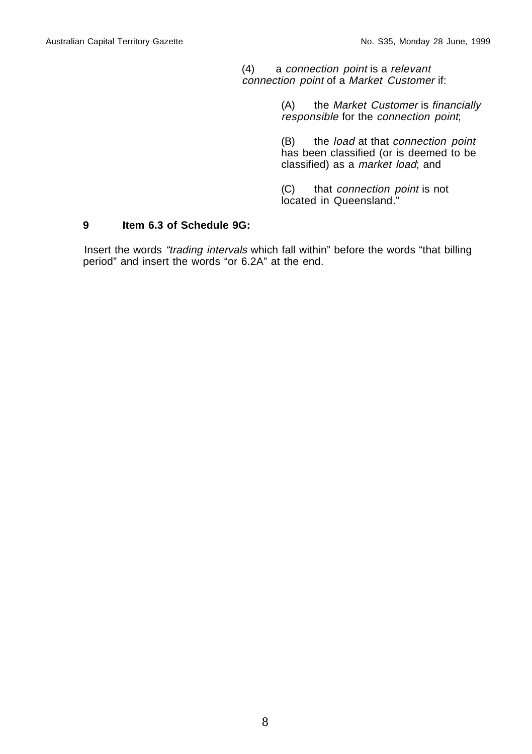(4) a *connection point* is a *relevant connection point* of a *Market Customer* if:

(A) the *Market Customer* is *financially responsible* for the *connection point*;

(B) the *load* at that *connection point* has been classified (or is deemed to be classified) as a *market load*; and

(C) that *connection point* is not located in Queensland."

**9 Item 6.3 of Schedule 9G:**

Insert the words *"trading intervals* which fall within" before the words "that billing period" and insert the words "or 6.2A" at the end.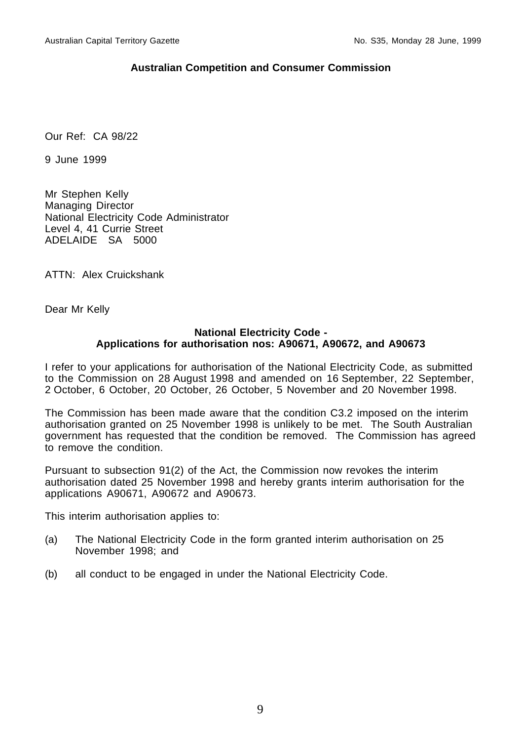**Australian Competition and Consumer Commission**

Our Ref: CA 98/22

9 June 1999

Mr Stephen Kelly
Managing Director
National Electricity Code Administrator
Level 4, 41 Currie Street
ADELAIDE SA 5000

ATTN: Alex Cruickshank

Dear Mr Kelly

**National Electricity Code -**
**Applications for authorisation nos: A90671, A90672, and A90673**

I refer to your applications for authorisation of the National Electricity Code, as submitted to the Commission on 28 August 1998 and amended on 16 September, 22 September, 2 October, 6 October, 20 October, 26 October, 5 November and 20 November 1998.

The Commission has been made aware that the condition C3.2 imposed on the interim authorisation granted on 25 November 1998 is unlikely to be met. The South Australian government has requested that the condition be removed. The Commission has agreed to remove the condition.

Pursuant to subsection 91(2) of the Act, the Commission now revokes the interim authorisation dated 25 November 1998 and hereby grants interim authorisation for the applications A90671, A90672 and A90673.

This interim authorisation applies to:

(a) The National Electricity Code in the form granted interim authorisation on 25 November 1998; and

(b) all conduct to be engaged in under the National Electricity Code.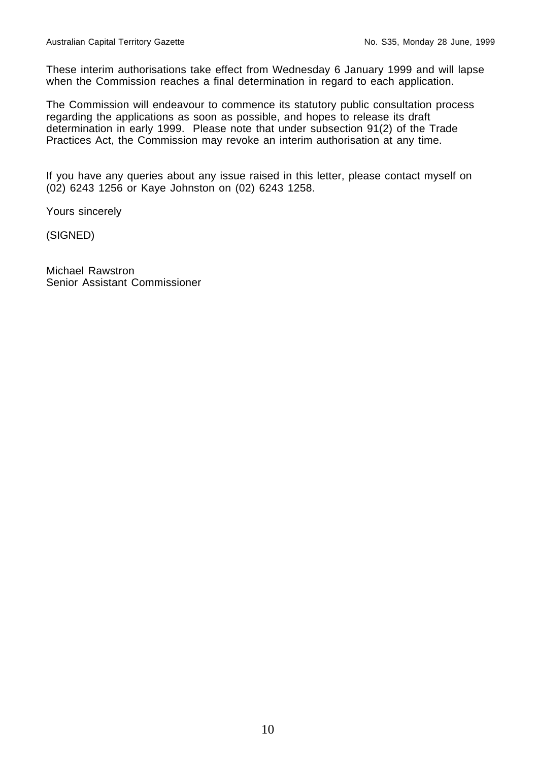These interim authorisations take effect from Wednesday 6 January 1999 and will lapse when the Commission reaches a final determination in regard to each application.

The Commission will endeavour to commence its statutory public consultation process regarding the applications as soon as possible, and hopes to release its draft determination in early 1999. Please note that under subsection 91(2) of the Trade Practices Act, the Commission may revoke an interim authorisation at any time.

If you have any queries about any issue raised in this letter, please contact myself on (02) 6243 1256 or Kaye Johnston on (02) 6243 1258.

Yours sincerely

(SIGNED)

Michael Rawstron
Senior Assistant Commissioner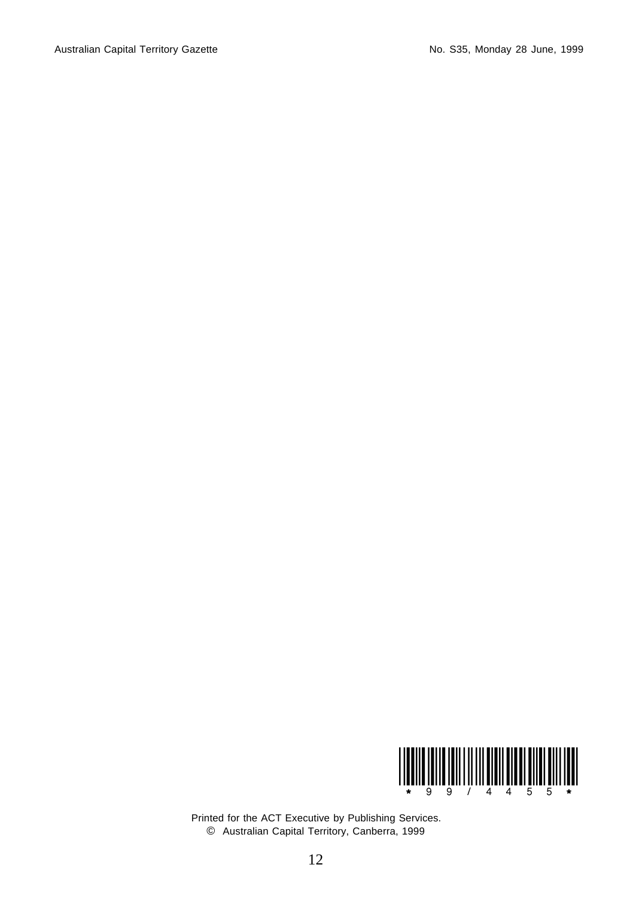*99/4455*

Printed for the ACT Executive by Publishing Services.

© Australian Capital Territory, Canberra, 1999